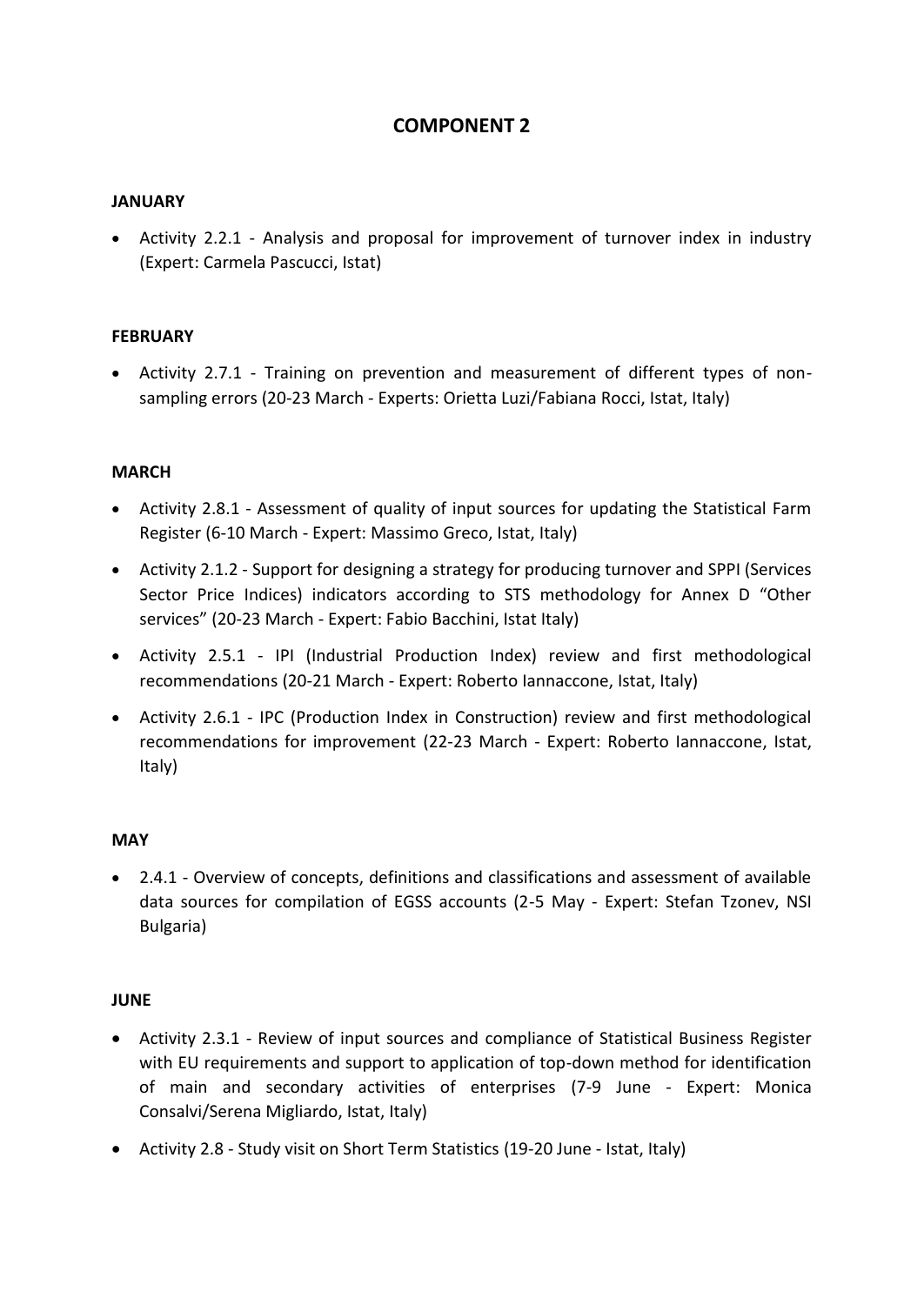# COMPONENT 2

**JANUARY**

- Activity 2.2.1 - Analysis and proposal for improvement of turnover index in industry (Expert: Carmela Pascucci, Istat)

**FEBRUARY**

- Activity 2.7.1 - Training on prevention and measurement of different types of non-sampling errors (20-23 March - Experts: Orietta Luzi/Fabiana Rocci, Istat, Italy)

**MARCH**

- Activity 2.8.1 - Assessment of quality of input sources for updating the Statistical Farm Register (6-10 March - Expert: Massimo Greco, Istat, Italy)
- Activity 2.1.2 - Support for designing a strategy for producing turnover and SPPI (Services Sector Price Indices) indicators according to STS methodology for Annex D "Other services" (20-23 March - Expert: Fabio Bacchini, Istat Italy)
- Activity 2.5.1 - IPI (Industrial Production Index) review and first methodological recommendations (20-21 March - Expert: Roberto Iannaccone, Istat, Italy)
- Activity 2.6.1 - IPC (Production Index in Construction) review and first methodological recommendations for improvement (22-23 March - Expert: Roberto Iannaccone, Istat, Italy)

**MAY**

- 2.4.1 - Overview of concepts, definitions and classifications and assessment of available data sources for compilation of EGSS accounts (2-5 May - Expert: Stefan Tzonev, NSI Bulgaria)

**JUNE**

- Activity 2.3.1 - Review of input sources and compliance of Statistical Business Register with EU requirements and support to application of top-down method for identification of main and secondary activities of enterprises (7-9 June - Expert: Monica Consalvi/Serena Migliardo, Istat, Italy)
- Activity 2.8 - Study visit on Short Term Statistics (19-20 June - Istat, Italy)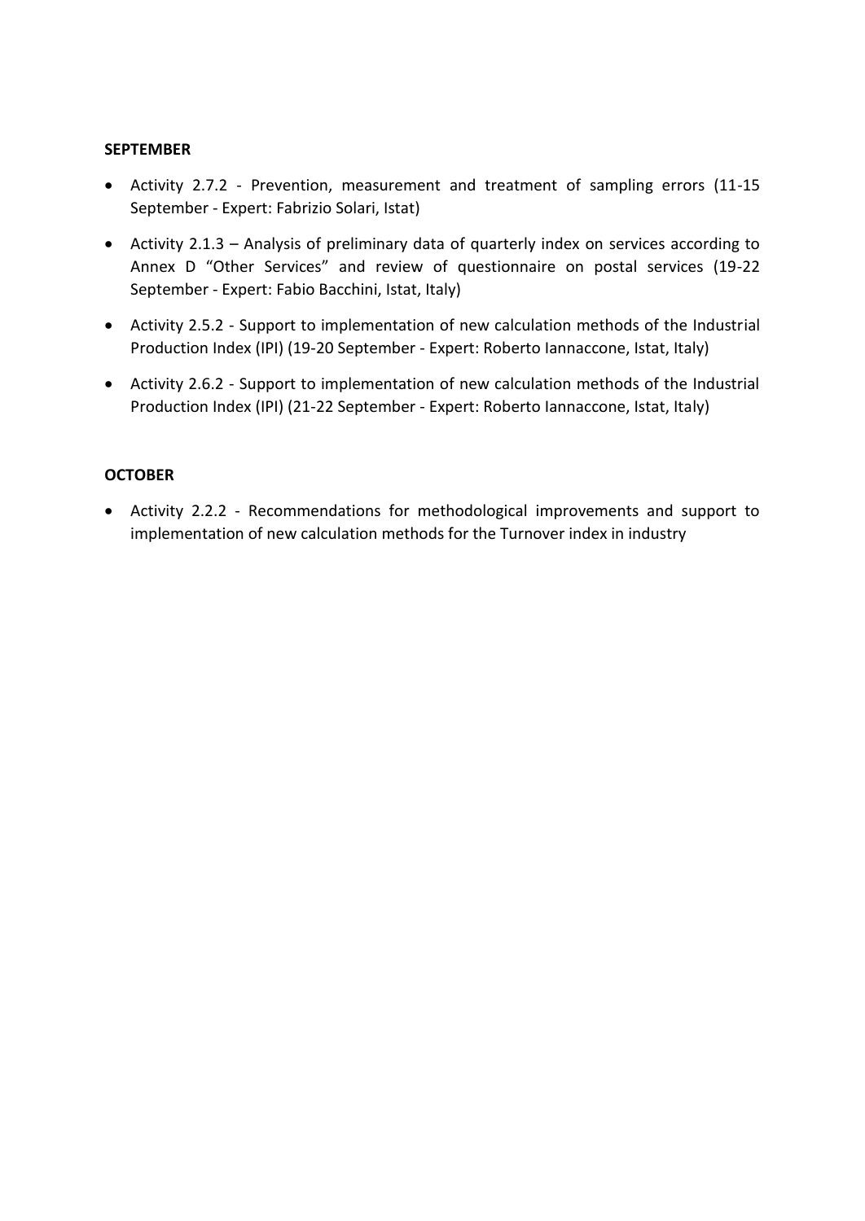**SEPTEMBER**

- Activity 2.7.2 - Prevention, measurement and treatment of sampling errors (11-15 September - Expert: Fabrizio Solari, Istat)
- Activity 2.1.3 – Analysis of preliminary data of quarterly index on services according to Annex D "Other Services" and review of questionnaire on postal services (19-22 September - Expert: Fabio Bacchini, Istat, Italy)
- Activity 2.5.2 - Support to implementation of new calculation methods of the Industrial Production Index (IPI) (19-20 September - Expert: Roberto Iannaccone, Istat, Italy)
- Activity 2.6.2 - Support to implementation of new calculation methods of the Industrial Production Index (IPI) (21-22 September - Expert: Roberto Iannaccone, Istat, Italy)

**OCTOBER**

- Activity 2.2.2 - Recommendations for methodological improvements and support to implementation of new calculation methods for the Turnover index in industry